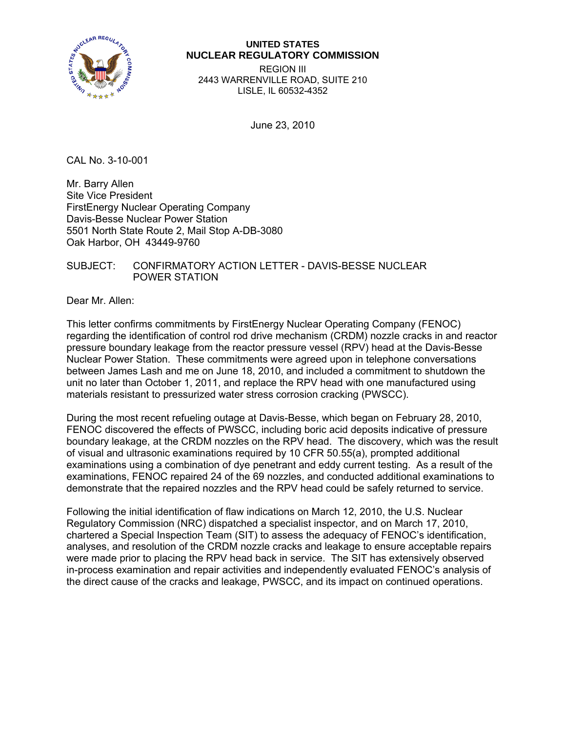**UNITED STATES**
**NUCLEAR REGULATORY COMMISSION**
REGION III
2443 WARRENVILLE ROAD, SUITE 210
LISLE, IL 60532-4352

June 23, 2010

CAL No. 3-10-001

Mr. Barry Allen
Site Vice President
FirstEnergy Nuclear Operating Company
Davis-Besse Nuclear Power Station
5501 North State Route 2, Mail Stop A-DB-3080
Oak Harbor, OH 43449-9760

SUBJECT: CONFIRMATORY ACTION LETTER - DAVIS-BESSE NUCLEAR POWER STATION

Dear Mr. Allen:

This letter confirms commitments by FirstEnergy Nuclear Operating Company (FENOC) regarding the identification of control rod drive mechanism (CRDM) nozzle cracks in and reactor pressure boundary leakage from the reactor pressure vessel (RPV) head at the Davis-Besse Nuclear Power Station. These commitments were agreed upon in telephone conversations between James Lash and me on June 18, 2010, and included a commitment to shutdown the unit no later than October 1, 2011, and replace the RPV head with one manufactured using materials resistant to pressurized water stress corrosion cracking (PWSCC).

During the most recent refueling outage at Davis-Besse, which began on February 28, 2010, FENOC discovered the effects of PWSCC, including boric acid deposits indicative of pressure boundary leakage, at the CRDM nozzles on the RPV head. The discovery, which was the result of visual and ultrasonic examinations required by 10 CFR 50.55(a), prompted additional examinations using a combination of dye penetrant and eddy current testing. As a result of the examinations, FENOC repaired 24 of the 69 nozzles, and conducted additional examinations to demonstrate that the repaired nozzles and the RPV head could be safely returned to service.

Following the initial identification of flaw indications on March 12, 2010, the U.S. Nuclear Regulatory Commission (NRC) dispatched a specialist inspector, and on March 17, 2010, chartered a Special Inspection Team (SIT) to assess the adequacy of FENOC's identification, analyses, and resolution of the CRDM nozzle cracks and leakage to ensure acceptable repairs were made prior to placing the RPV head back in service. The SIT has extensively observed in-process examination and repair activities and independently evaluated FENOC's analysis of the direct cause of the cracks and leakage, PWSCC, and its impact on continued operations.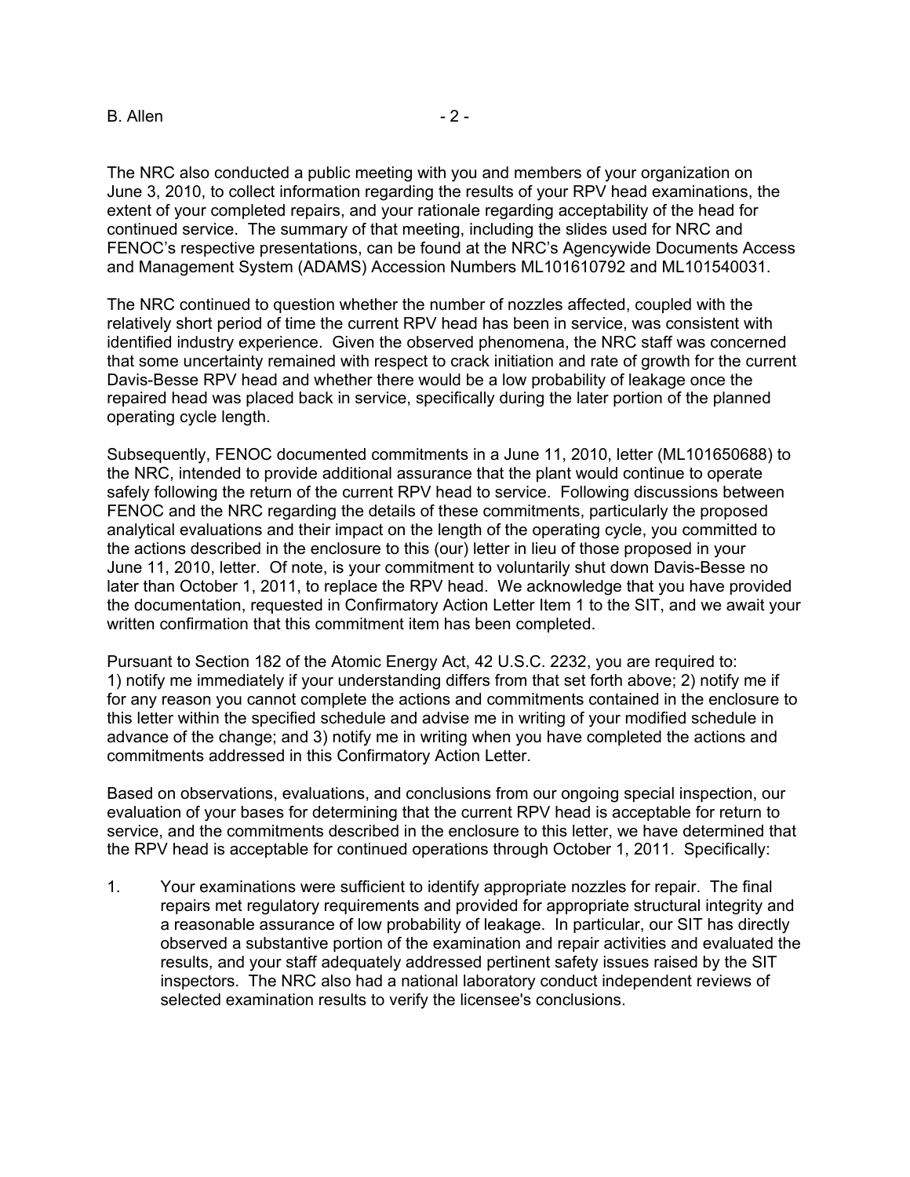The NRC also conducted a public meeting with you and members of your organization on June 3, 2010, to collect information regarding the results of your RPV head examinations, the extent of your completed repairs, and your rationale regarding acceptability of the head for continued service. The summary of that meeting, including the slides used for NRC and FENOC's respective presentations, can be found at the NRC's Agencywide Documents Access and Management System (ADAMS) Accession Numbers ML101610792 and ML101540031.

The NRC continued to question whether the number of nozzles affected, coupled with the relatively short period of time the current RPV head has been in service, was consistent with identified industry experience. Given the observed phenomena, the NRC staff was concerned that some uncertainty remained with respect to crack initiation and rate of growth for the current Davis-Besse RPV head and whether there would be a low probability of leakage once the repaired head was placed back in service, specifically during the later portion of the planned operating cycle length.

Subsequently, FENOC documented commitments in a June 11, 2010, letter (ML101650688) to the NRC, intended to provide additional assurance that the plant would continue to operate safely following the return of the current RPV head to service. Following discussions between FENOC and the NRC regarding the details of these commitments, particularly the proposed analytical evaluations and their impact on the length of the operating cycle, you committed to the actions described in the enclosure to this (our) letter in lieu of those proposed in your June 11, 2010, letter. Of note, is your commitment to voluntarily shut down Davis-Besse no later than October 1, 2011, to replace the RPV head. We acknowledge that you have provided the documentation, requested in Confirmatory Action Letter Item 1 to the SIT, and we await your written confirmation that this commitment item has been completed.

Pursuant to Section 182 of the Atomic Energy Act, 42 U.S.C. 2232, you are required to: 1) notify me immediately if your understanding differs from that set forth above; 2) notify me if for any reason you cannot complete the actions and commitments contained in the enclosure to this letter within the specified schedule and advise me in writing of your modified schedule in advance of the change; and 3) notify me in writing when you have completed the actions and commitments addressed in this Confirmatory Action Letter.

Based on observations, evaluations, and conclusions from our ongoing special inspection, our evaluation of your bases for determining that the current RPV head is acceptable for return to service, and the commitments described in the enclosure to this letter, we have determined that the RPV head is acceptable for continued operations through October 1, 2011. Specifically:

1. Your examinations were sufficient to identify appropriate nozzles for repair. The final repairs met regulatory requirements and provided for appropriate structural integrity and a reasonable assurance of low probability of leakage. In particular, our SIT has directly observed a substantive portion of the examination and repair activities and evaluated the results, and your staff adequately addressed pertinent safety issues raised by the SIT inspectors. The NRC also had a national laboratory conduct independent reviews of selected examination results to verify the licensee's conclusions.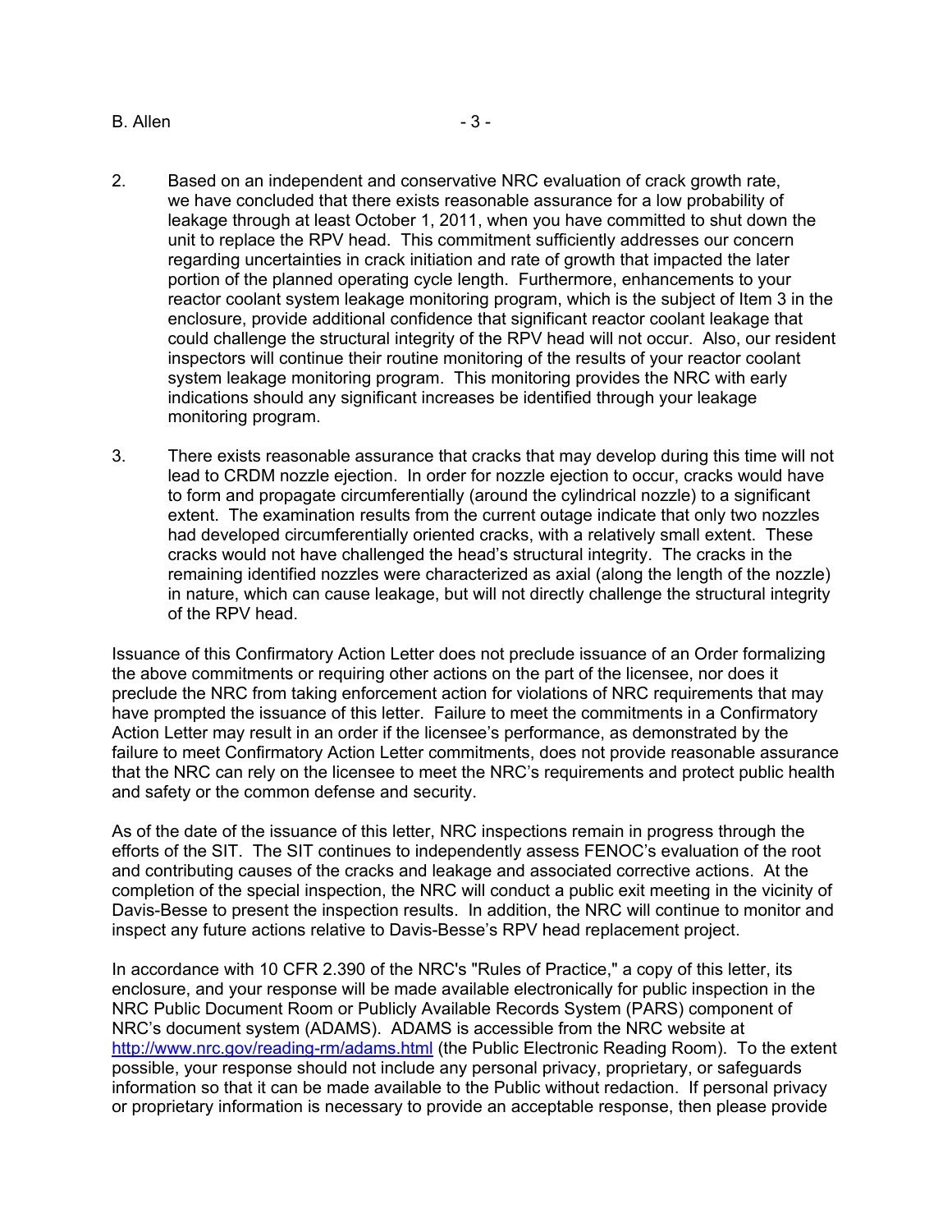2. Based on an independent and conservative NRC evaluation of crack growth rate, we have concluded that there exists reasonable assurance for a low probability of leakage through at least October 1, 2011, when you have committed to shut down the unit to replace the RPV head. This commitment sufficiently addresses our concern regarding uncertainties in crack initiation and rate of growth that impacted the later portion of the planned operating cycle length. Furthermore, enhancements to your reactor coolant system leakage monitoring program, which is the subject of Item 3 in the enclosure, provide additional confidence that significant reactor coolant leakage that could challenge the structural integrity of the RPV head will not occur. Also, our resident inspectors will continue their routine monitoring of the results of your reactor coolant system leakage monitoring program. This monitoring provides the NRC with early indications should any significant increases be identified through your leakage monitoring program.

3. There exists reasonable assurance that cracks that may develop during this time will not lead to CRDM nozzle ejection. In order for nozzle ejection to occur, cracks would have to form and propagate circumferentially (around the cylindrical nozzle) to a significant extent. The examination results from the current outage indicate that only two nozzles had developed circumferentially oriented cracks, with a relatively small extent. These cracks would not have challenged the head's structural integrity. The cracks in the remaining identified nozzles were characterized as axial (along the length of the nozzle) in nature, which can cause leakage, but will not directly challenge the structural integrity of the RPV head.

Issuance of this Confirmatory Action Letter does not preclude issuance of an Order formalizing the above commitments or requiring other actions on the part of the licensee, nor does it preclude the NRC from taking enforcement action for violations of NRC requirements that may have prompted the issuance of this letter. Failure to meet the commitments in a Confirmatory Action Letter may result in an order if the licensee's performance, as demonstrated by the failure to meet Confirmatory Action Letter commitments, does not provide reasonable assurance that the NRC can rely on the licensee to meet the NRC's requirements and protect public health and safety or the common defense and security.

As of the date of the issuance of this letter, NRC inspections remain in progress through the efforts of the SIT. The SIT continues to independently assess FENOC's evaluation of the root and contributing causes of the cracks and leakage and associated corrective actions. At the completion of the special inspection, the NRC will conduct a public exit meeting in the vicinity of Davis-Besse to present the inspection results. In addition, the NRC will continue to monitor and inspect any future actions relative to Davis-Besse's RPV head replacement project.

In accordance with 10 CFR 2.390 of the NRC's "Rules of Practice," a copy of this letter, its enclosure, and your response will be made available electronically for public inspection in the NRC Public Document Room or Publicly Available Records System (PARS) component of NRC's document system (ADAMS). ADAMS is accessible from the NRC website at http://www.nrc.gov/reading-rm/adams.html (the Public Electronic Reading Room). To the extent possible, your response should not include any personal privacy, proprietary, or safeguards information so that it can be made available to the Public without redaction. If personal privacy or proprietary information is necessary to provide an acceptable response, then please provide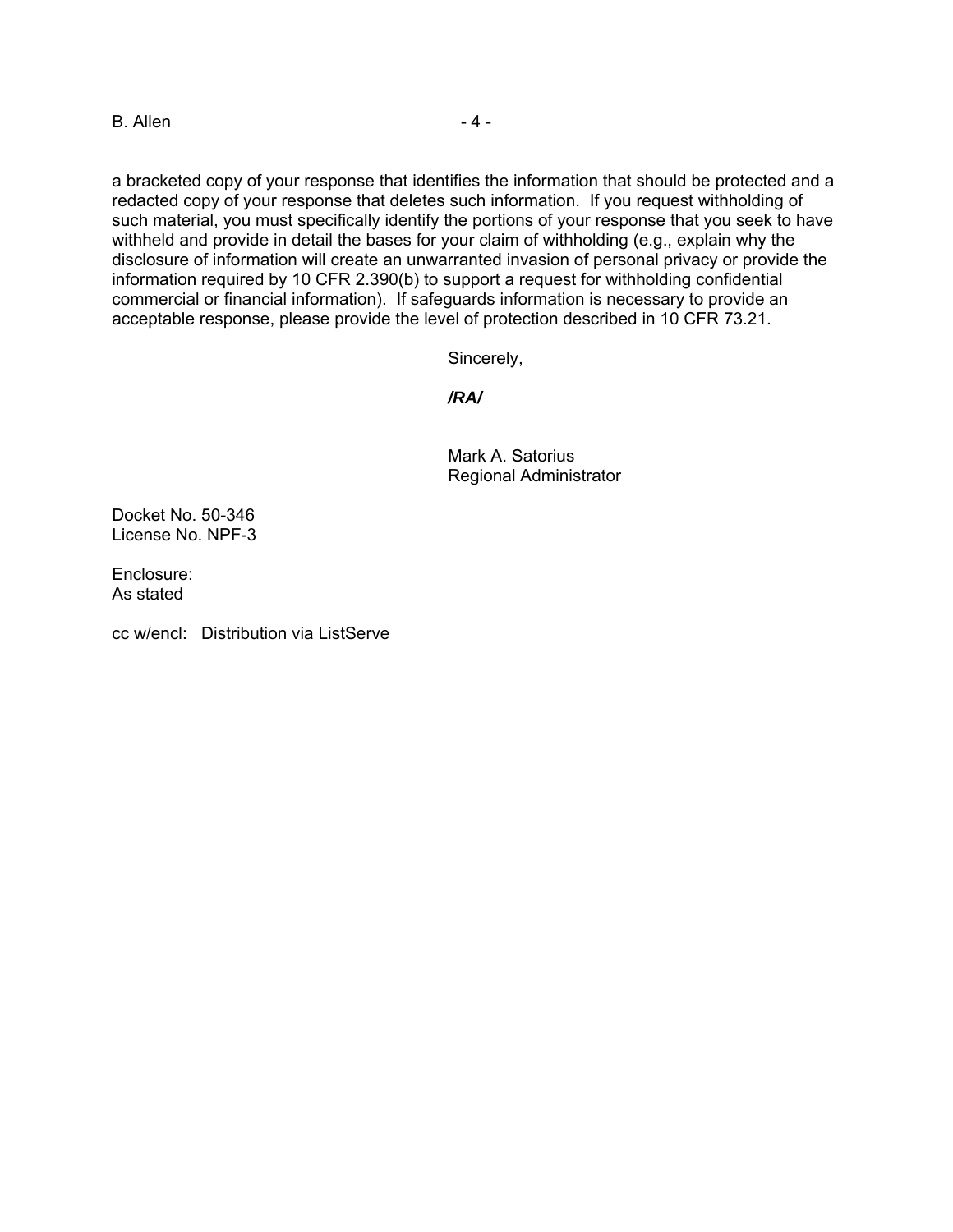a bracketed copy of your response that identifies the information that should be protected and a redacted copy of your response that deletes such information. If you request withholding of such material, you must specifically identify the portions of your response that you seek to have withheld and provide in detail the bases for your claim of withholding (e.g., explain why the disclosure of information will create an unwarranted invasion of personal privacy or provide the information required by 10 CFR 2.390(b) to support a request for withholding confidential commercial or financial information). If safeguards information is necessary to provide an acceptable response, please provide the level of protection described in 10 CFR 73.21.

Sincerely,

***/RA/***

Mark A. Satorius
Regional Administrator

Docket No. 50-346
License No. NPF-3

Enclosure:
As stated

cc w/encl: Distribution via ListServe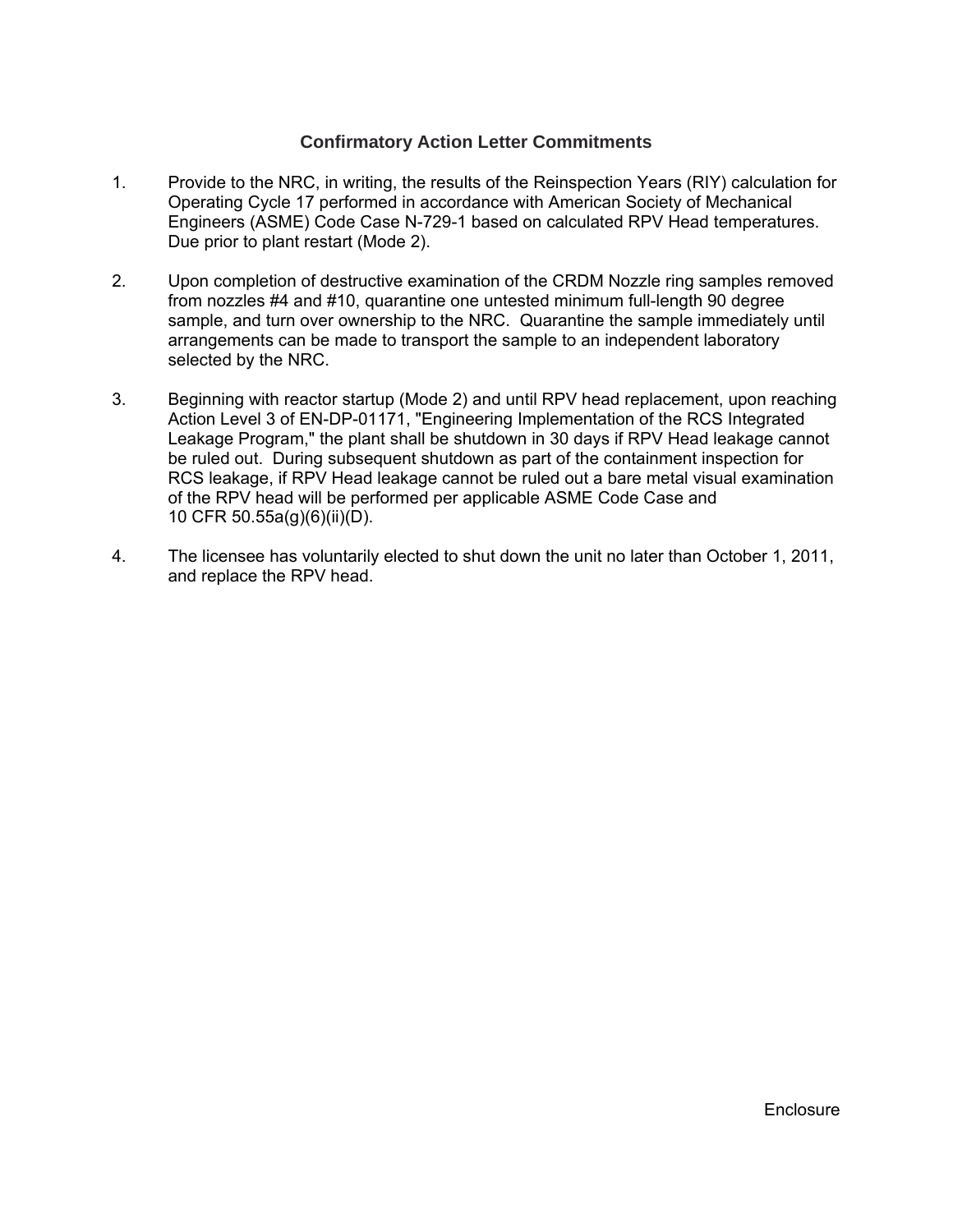## Confirmatory Action Letter Commitments

1. Provide to the NRC, in writing, the results of the Reinspection Years (RIY) calculation for Operating Cycle 17 performed in accordance with American Society of Mechanical Engineers (ASME) Code Case N-729-1 based on calculated RPV Head temperatures. Due prior to plant restart (Mode 2).

2. Upon completion of destructive examination of the CRDM Nozzle ring samples removed from nozzles #4 and #10, quarantine one untested minimum full-length 90 degree sample, and turn over ownership to the NRC. Quarantine the sample immediately until arrangements can be made to transport the sample to an independent laboratory selected by the NRC.

3. Beginning with reactor startup (Mode 2) and until RPV head replacement, upon reaching Action Level 3 of EN-DP-01171, "Engineering Implementation of the RCS Integrated Leakage Program," the plant shall be shutdown in 30 days if RPV Head leakage cannot be ruled out. During subsequent shutdown as part of the containment inspection for RCS leakage, if RPV Head leakage cannot be ruled out a bare metal visual examination of the RPV head will be performed per applicable ASME Code Case and 10 CFR 50.55a(g)(6)(ii)(D).

4. The licensee has voluntarily elected to shut down the unit no later than October 1, 2011, and replace the RPV head.

Enclosure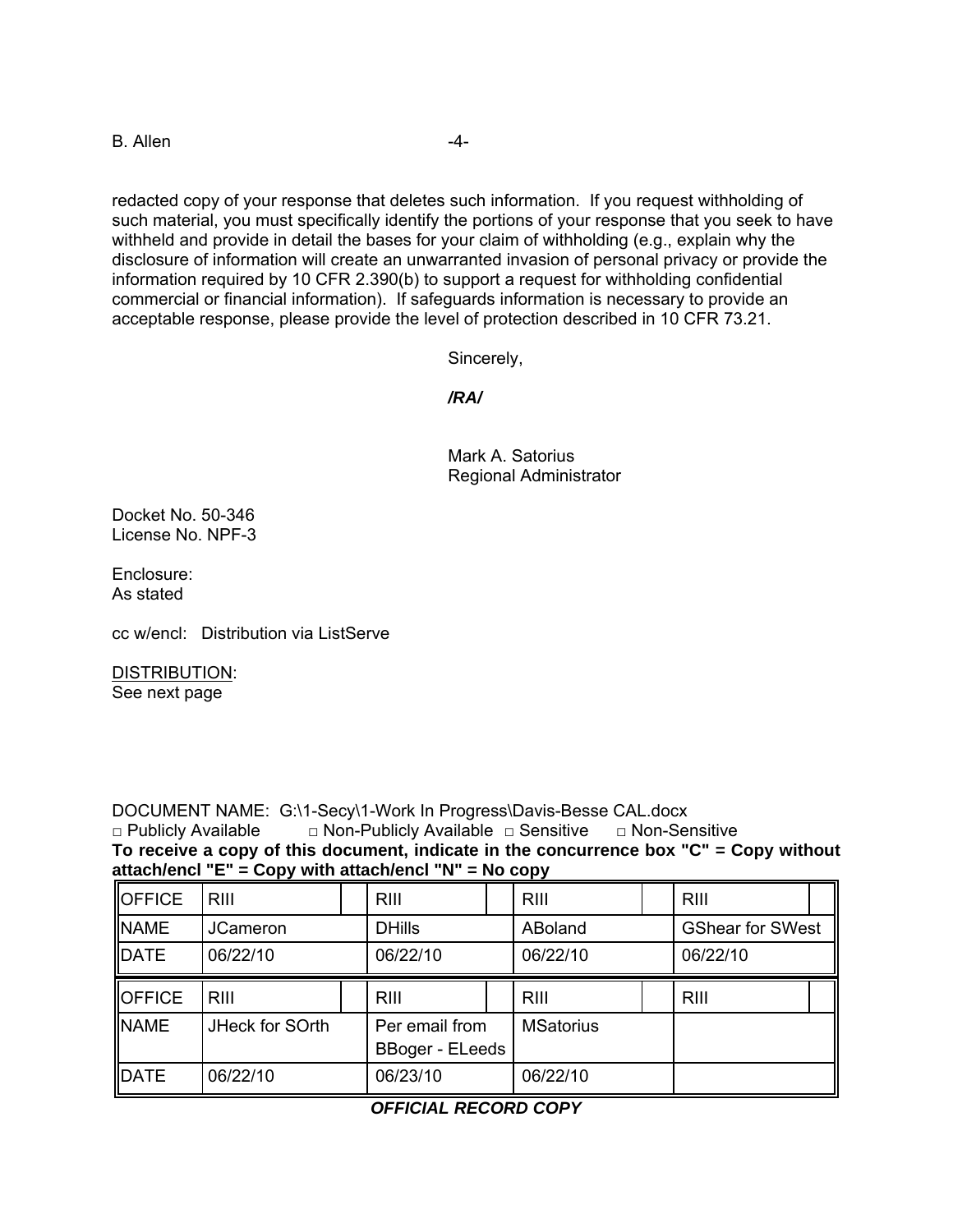redacted copy of your response that deletes such information. If you request withholding of such material, you must specifically identify the portions of your response that you seek to have withheld and provide in detail the bases for your claim of withholding (e.g., explain why the disclosure of information will create an unwarranted invasion of personal privacy or provide the information required by 10 CFR 2.390(b) to support a request for withholding confidential commercial or financial information). If safeguards information is necessary to provide an acceptable response, please provide the level of protection described in 10 CFR 73.21.

Sincerely,

***/RA/***

Mark A. Satorius
Regional Administrator

Docket No. 50-346
License No. NPF-3

Enclosure:
As stated

cc w/encl: Distribution via ListServe

DISTRIBUTION:
See next page

DOCUMENT NAME: G:\1-Secy\1-Work In Progress\Davis-Besse CAL.docx
□ Publicly Available □ Non-Publicly Available □ Sensitive □ Non-Sensitive
**To receive a copy of this document, indicate in the concurrence box "C" = Copy without attach/encl "E" = Copy with attach/encl "N" = No copy**

| OFFICE | RIII | | RIII | | RIII | | RIII | |
|---|---|---|---|---|---|---|---|---|
| NAME | JCameron | | DHills | | ABoland | | GShear for SWest | |
| DATE | 06/22/10 | | 06/22/10 | | 06/22/10 | | 06/22/10 | |

| OFFICE | RIII | | RIII | | RIII | | RIII | |
|---|---|---|---|---|---|---|---|---|
| NAME | JHeck for SOrth | | Per email from BBoger - ELeeds | | MSatorius | | | |
| DATE | 06/22/10 | | 06/23/10 | | 06/22/10 | | | |

***OFFICIAL RECORD COPY***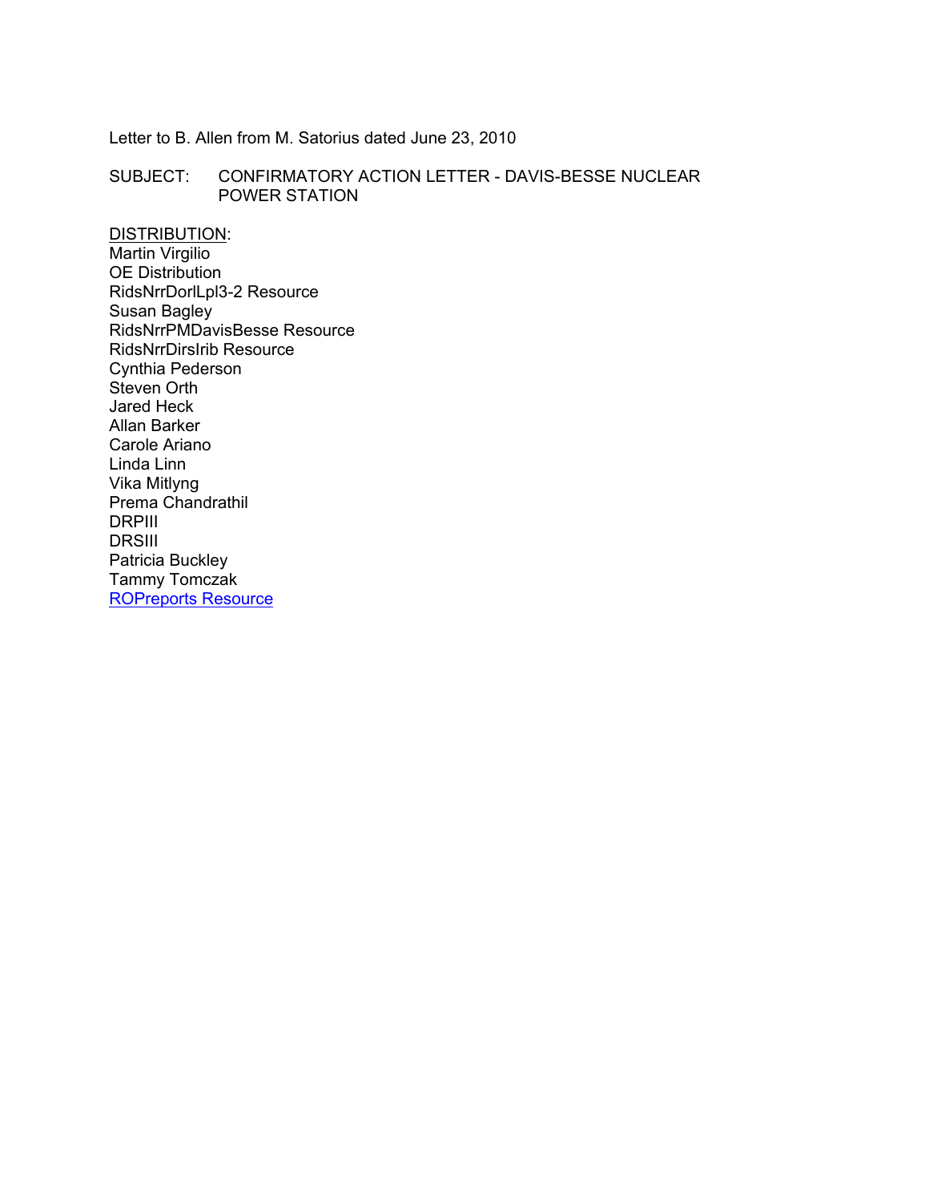Letter to B. Allen from M. Satorius dated June 23, 2010

SUBJECT: CONFIRMATORY ACTION LETTER - DAVIS-BESSE NUCLEAR POWER STATION

DISTRIBUTION:
Martin Virgilio
OE Distribution
RidsNrrDorlLpl3-2 Resource
Susan Bagley
RidsNrrPMDavisBesse Resource
RidsNrrDirsIrib Resource
Cynthia Pederson
Steven Orth
Jared Heck
Allan Barker
Carole Ariano
Linda Linn
Vika Mitlyng
Prema Chandrathil
DRPIII
DRSIII
Patricia Buckley
Tammy Tomczak
ROPreports Resource